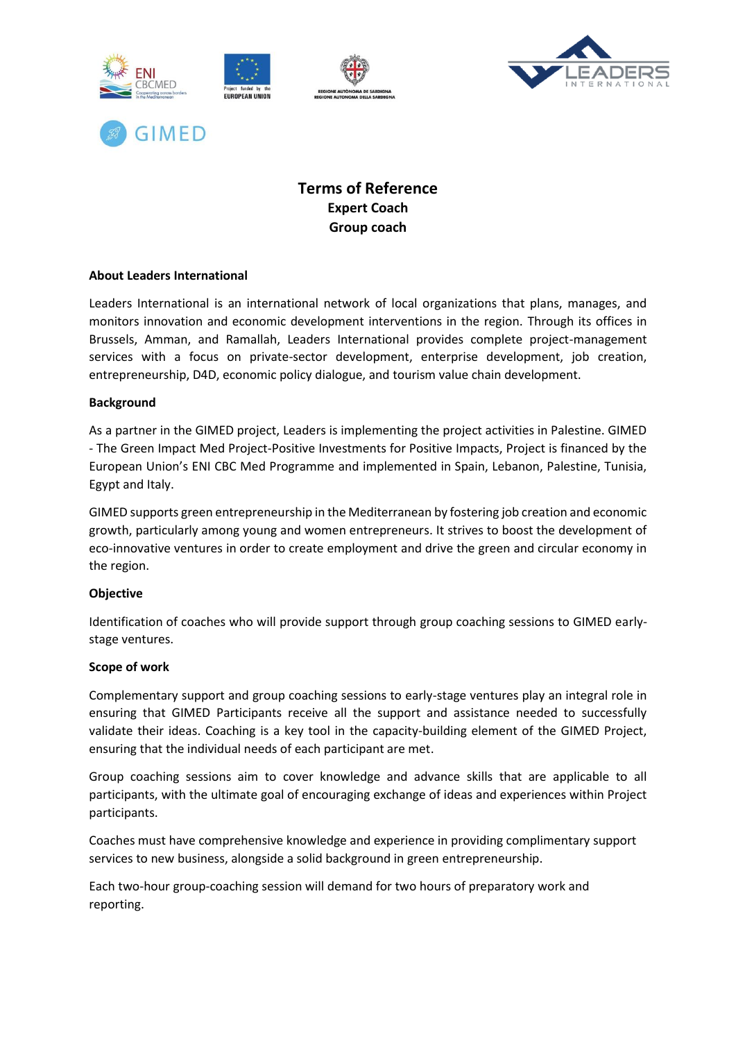# Terms of Reference

## Expert Coach

## Group coach

**About Leaders International**

Leaders International is an international network of local organizations that plans, manages, and monitors innovation and economic development interventions in the region. Through its offices in Brussels, Amman, and Ramallah, Leaders International provides complete project-management services with a focus on private-sector development, enterprise development, job creation, entrepreneurship, D4D, economic policy dialogue, and tourism value chain development.

**Background**

As a partner in the GIMED project, Leaders is implementing the project activities in Palestine. GIMED - The Green Impact Med Project-Positive Investments for Positive Impacts, Project is financed by the European Union's ENI CBC Med Programme and implemented in Spain, Lebanon, Palestine, Tunisia, Egypt and Italy.

GIMED supports green entrepreneurship in the Mediterranean by fostering job creation and economic growth, particularly among young and women entrepreneurs. It strives to boost the development of eco-innovative ventures in order to create employment and drive the green and circular economy in the region.

**Objective**

Identification of coaches who will provide support through group coaching sessions to GIMED early-stage ventures.

**Scope of work**

Complementary support and group coaching sessions to early-stage ventures play an integral role in ensuring that GIMED Participants receive all the support and assistance needed to successfully validate their ideas. Coaching is a key tool in the capacity-building element of the GIMED Project, ensuring that the individual needs of each participant are met.

Group coaching sessions aim to cover knowledge and advance skills that are applicable to all participants, with the ultimate goal of encouraging exchange of ideas and experiences within Project participants.

Coaches must have comprehensive knowledge and experience in providing complimentary support services to new business, alongside a solid background in green entrepreneurship.

Each two-hour group-coaching session will demand for two hours of preparatory work and reporting.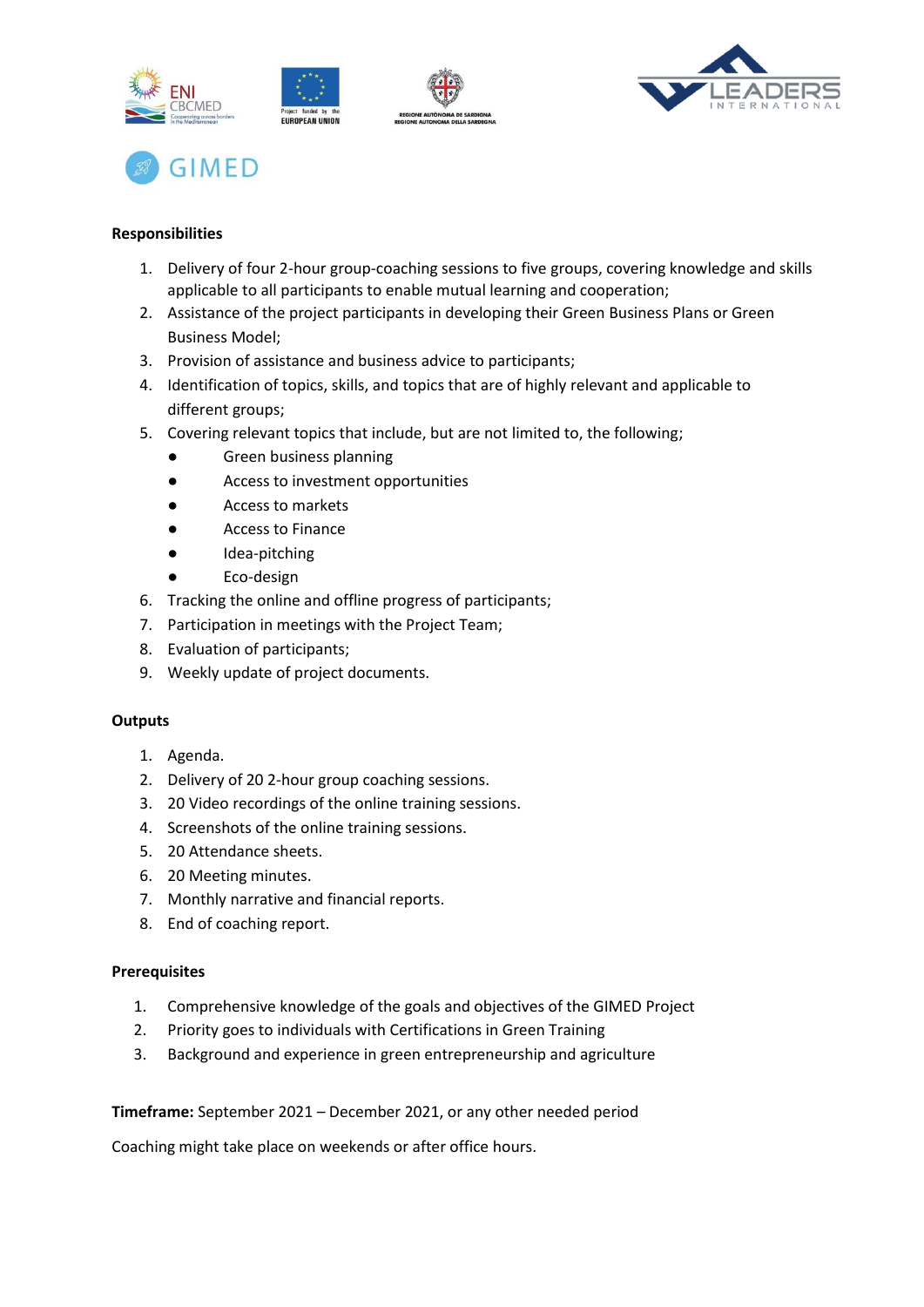**Responsibilities**

1. Delivery of four 2-hour group-coaching sessions to five groups, covering knowledge and skills applicable to all participants to enable mutual learning and cooperation;
2. Assistance of the project participants in developing their Green Business Plans or Green Business Model;
3. Provision of assistance and business advice to participants;
4. Identification of topics, skills, and topics that are of highly relevant and applicable to different groups;
5. Covering relevant topics that include, but are not limited to, the following;
   - Green business planning
   - Access to investment opportunities
   - Access to markets
   - Access to Finance
   - Idea-pitching
   - Eco-design
6. Tracking the online and offline progress of participants;
7. Participation in meetings with the Project Team;
8. Evaluation of participants;
9. Weekly update of project documents.

**Outputs**

1. Agenda.
2. Delivery of 20 2-hour group coaching sessions.
3. 20 Video recordings of the online training sessions.
4. Screenshots of the online training sessions.
5. 20 Attendance sheets.
6. 20 Meeting minutes.
7. Monthly narrative and financial reports.
8. End of coaching report.

**Prerequisites**

1. Comprehensive knowledge of the goals and objectives of the GIMED Project
2. Priority goes to individuals with Certifications in Green Training
3. Background and experience in green entrepreneurship and agriculture

**Timeframe:** September 2021 – December 2021, or any other needed period

Coaching might take place on weekends or after office hours.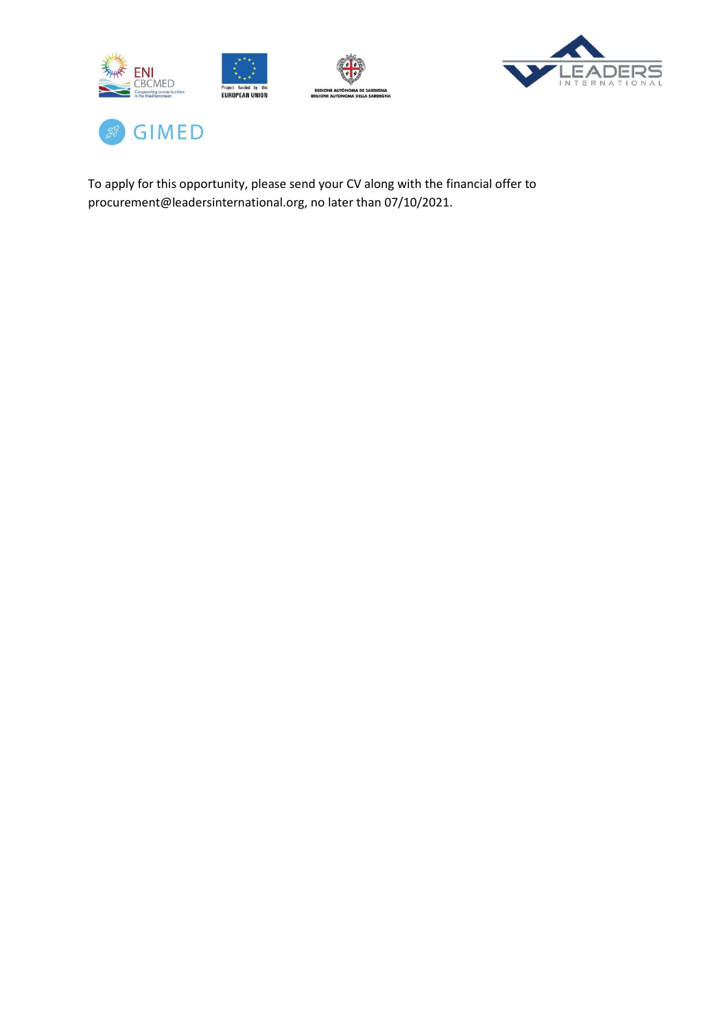To apply for this opportunity, please send your CV along with the financial offer to procurement@leadersinternational.org, no later than 07/10/2021.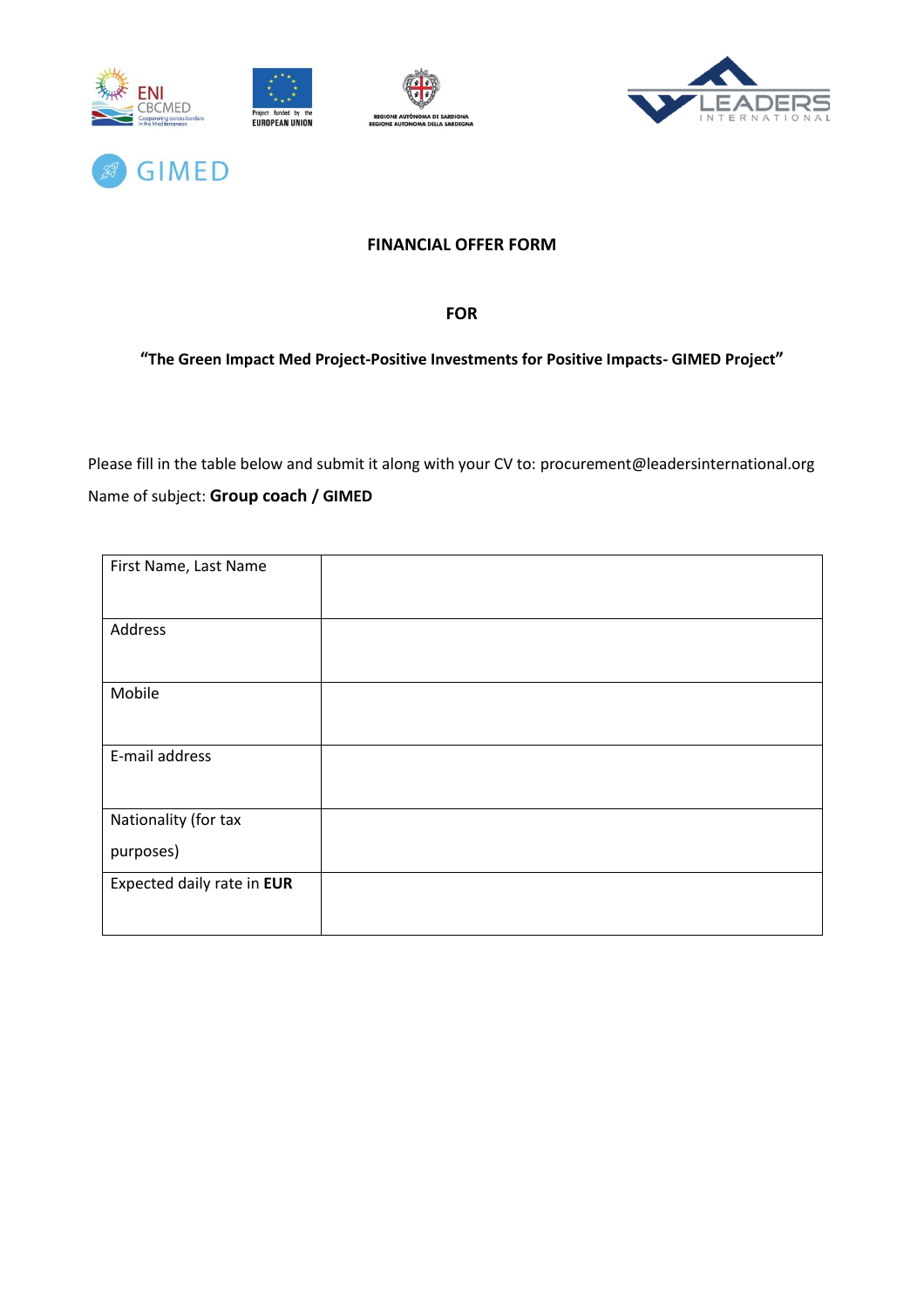GIMED

**FINANCIAL OFFER FORM**

**FOR**

**"The Green Impact Med Project-Positive Investments for Positive Impacts- GIMED Project"**

Please fill in the table below and submit it along with your CV to: procurement@leadersinternational.org

Name of subject: **Group coach / GIMED**

| | |
|---|---|
| First Name, Last Name | |
| Address | |
| Mobile | |
| E-mail address | |
| Nationality (for tax purposes) | |
| Expected daily rate in **EUR** | |